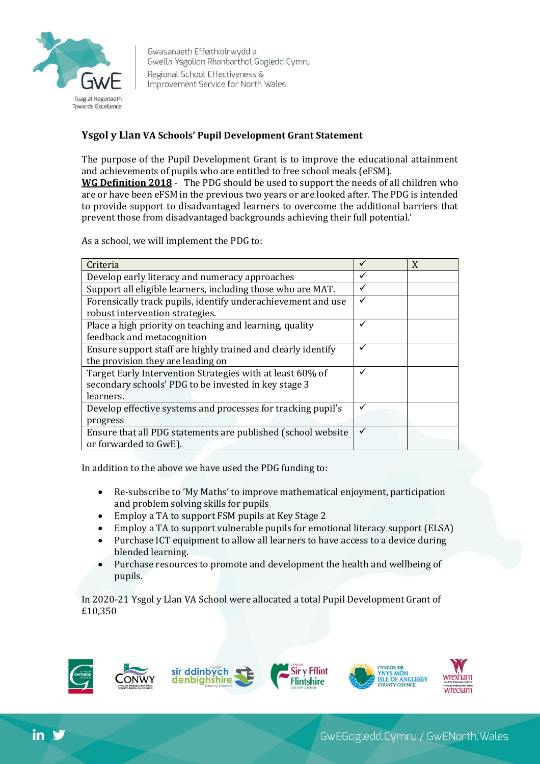**Ysgol y Llan VA Schools' Pupil Development Grant Statement**

The purpose of the Pupil Development Grant is to improve the educational attainment and achievements of pupils who are entitled to free school meals (eFSM).
**WG Definition 2018** - The PDG should be used to support the needs of all children who are or have been eFSM in the previous two years or are looked after. The PDG is intended to provide support to disadvantaged learners to overcome the additional barriers that prevent those from disadvantaged backgrounds achieving their full potential.'

As a school, we will implement the PDG to:

| Criteria | ✓ | X |
|---|---|---|
| Develop early literacy and numeracy approaches | ✓ | |
| Support all eligible learners, including those who are MAT. | ✓ | |
| Forensically track pupils, identify underachievement and use robust intervention strategies. | ✓ | |
| Place a high priority on teaching and learning, quality feedback and metacognition | ✓ | |
| Ensure support staff are highly trained and clearly identify the provision they are leading on | ✓ | |
| Target Early Intervention Strategies with at least 60% of secondary schools' PDG to be invested in key stage 3 learners. | ✓ | |
| Develop effective systems and processes for tracking pupil's progress | ✓ | |
| Ensure that all PDG statements are published (school website or forwarded to GwE). | ✓ | |

In addition to the above we have used the PDG funding to:

- Re-subscribe to 'My Maths' to improve mathematical enjoyment, participation and problem solving skills for pupils
- Employ a TA to support FSM pupils at Key Stage 2
- Employ a TA to support vulnerable pupils for emotional literacy support (ELSA)
- Purchase ICT equipment to allow all learners to have access to a device during blended learning.
- Purchase resources to promote and development the health and wellbeing of pupils.

In 2020-21 Ysgol y Llan VA School were allocated a total Pupil Development Grant of £10,350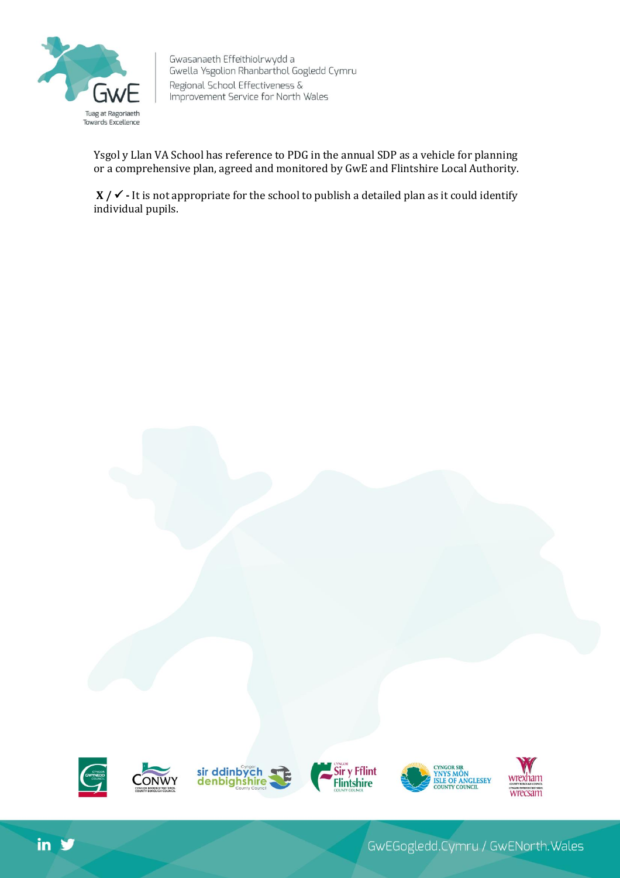Ysgol y Llan VA School has reference to PDG in the annual SDP as a vehicle for planning or a comprehensive plan, agreed and monitored by GwE and Flintshire Local Authority.

**X / ✓ -** It is not appropriate for the school to publish a detailed plan as it could identify individual pupils.